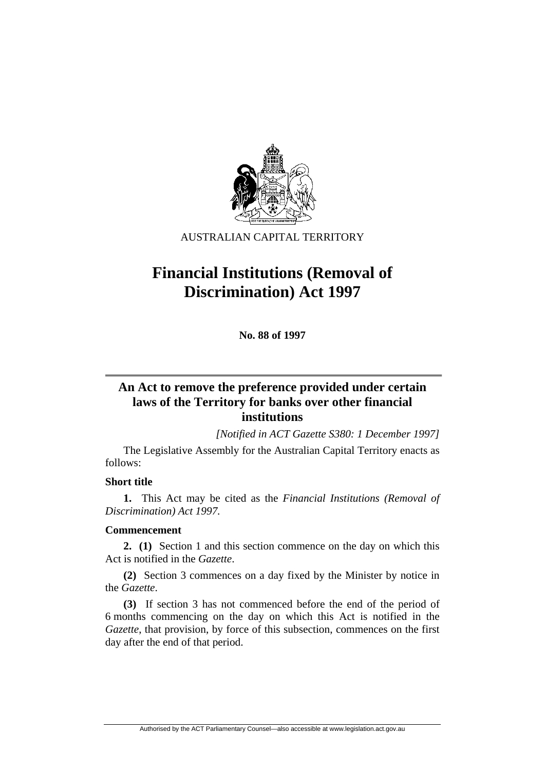AUSTRALIAN CAPITAL TERRITORY

# Financial Institutions (Removal of Discrimination) Act 1997

**No. 88 of 1997**

## An Act to remove the preference provided under certain laws of the Territory for banks over other financial institutions

*[Notified in ACT Gazette S380: 1 December 1997]*

The Legislative Assembly for the Australian Capital Territory enacts as follows:

**Short title**

**1.** This Act may be cited as the *Financial Institutions (Removal of Discrimination) Act 1997*.

**Commencement**

**2. (1)** Section 1 and this section commence on the day on which this Act is notified in the *Gazette*.

**(2)** Section 3 commences on a day fixed by the Minister by notice in the *Gazette*.

**(3)** If section 3 has not commenced before the end of the period of 6 months commencing on the day on which this Act is notified in the *Gazette*, that provision, by force of this subsection, commences on the first day after the end of that period.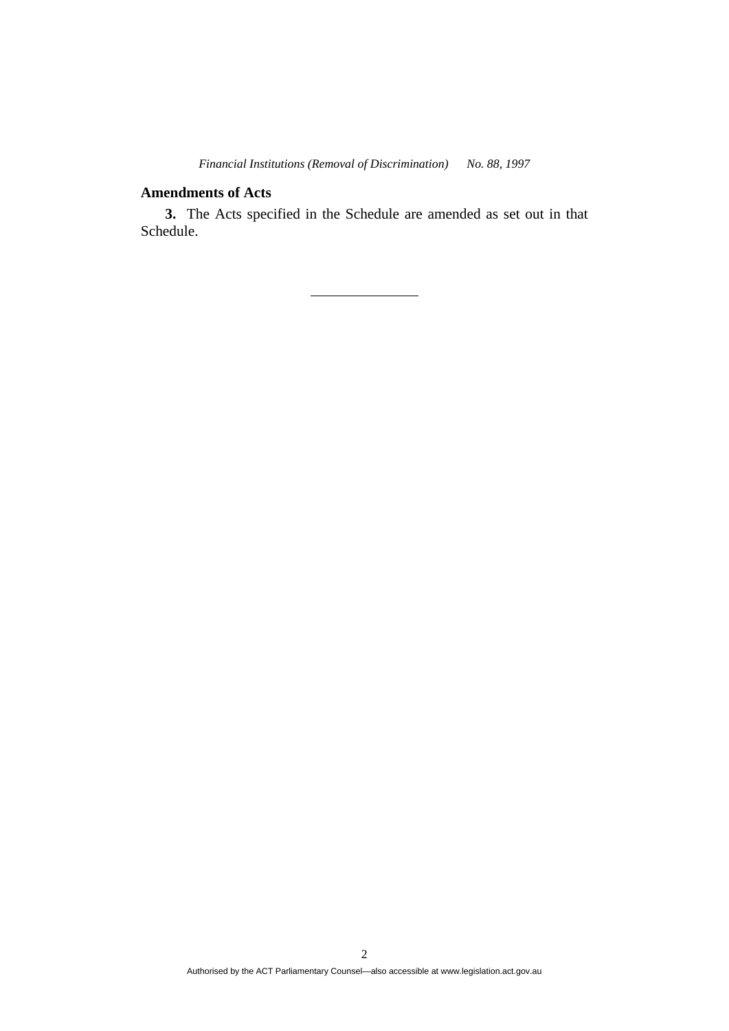## Amendments of Acts

**3.** The Acts specified in the Schedule are amended as set out in that Schedule.

---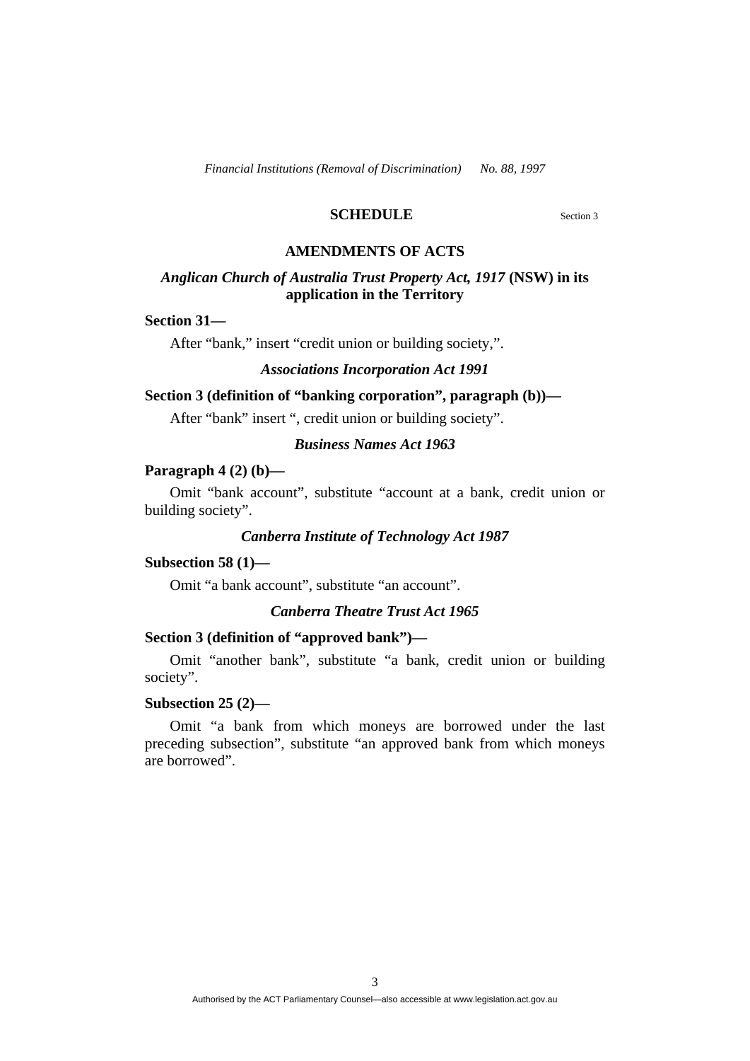## SCHEDULE

Section 3

### AMENDMENTS OF ACTS

#### *Anglican Church of Australia Trust Property Act, 1917* (NSW) in its application in the Territory

**Section 31—**

After "bank," insert "credit union or building society,".

#### *Associations Incorporation Act 1991*

**Section 3 (definition of "banking corporation", paragraph (b))—**

After "bank" insert ", credit union or building society".

#### *Business Names Act 1963*

**Paragraph 4 (2) (b)—**

Omit "bank account", substitute "account at a bank, credit union or building society".

#### *Canberra Institute of Technology Act 1987*

**Subsection 58 (1)—**

Omit "a bank account", substitute "an account".

#### *Canberra Theatre Trust Act 1965*

**Section 3 (definition of "approved bank")—**

Omit "another bank", substitute "a bank, credit union or building society".

**Subsection 25 (2)—**

Omit "a bank from which moneys are borrowed under the last preceding subsection", substitute "an approved bank from which moneys are borrowed".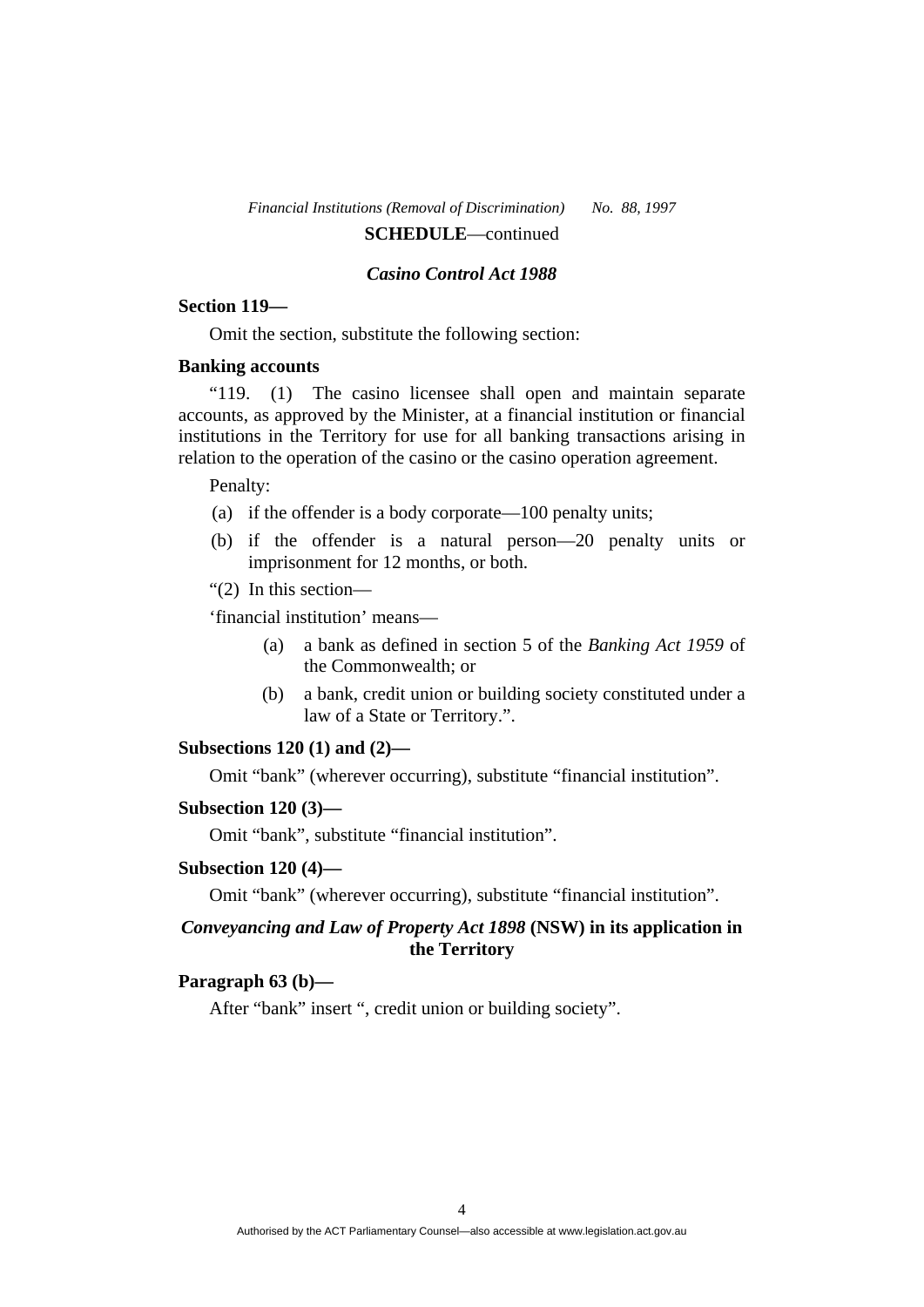**SCHEDULE**—continued

## *Casino Control Act 1988*

**Section 119—**

Omit the section, substitute the following section:

**Banking accounts**

"119. (1) The casino licensee shall open and maintain separate accounts, as approved by the Minister, at a financial institution or financial institutions in the Territory for use for all banking transactions arising in relation to the operation of the casino or the casino operation agreement.

Penalty:

(a) if the offender is a body corporate—100 penalty units;

(b) if the offender is a natural person—20 penalty units or imprisonment for 12 months, or both.

"(2) In this section—

'financial institution' means—

(a) a bank as defined in section 5 of the *Banking Act 1959* of the Commonwealth; or

(b) a bank, credit union or building society constituted under a law of a State or Territory.".

**Subsections 120 (1) and (2)—**

Omit "bank" (wherever occurring), substitute "financial institution".

**Subsection 120 (3)—**

Omit "bank", substitute "financial institution".

**Subsection 120 (4)—**

Omit "bank" (wherever occurring), substitute "financial institution".

## *Conveyancing and Law of Property Act 1898* (NSW) in its application in the Territory

**Paragraph 63 (b)—**

After "bank" insert ", credit union or building society".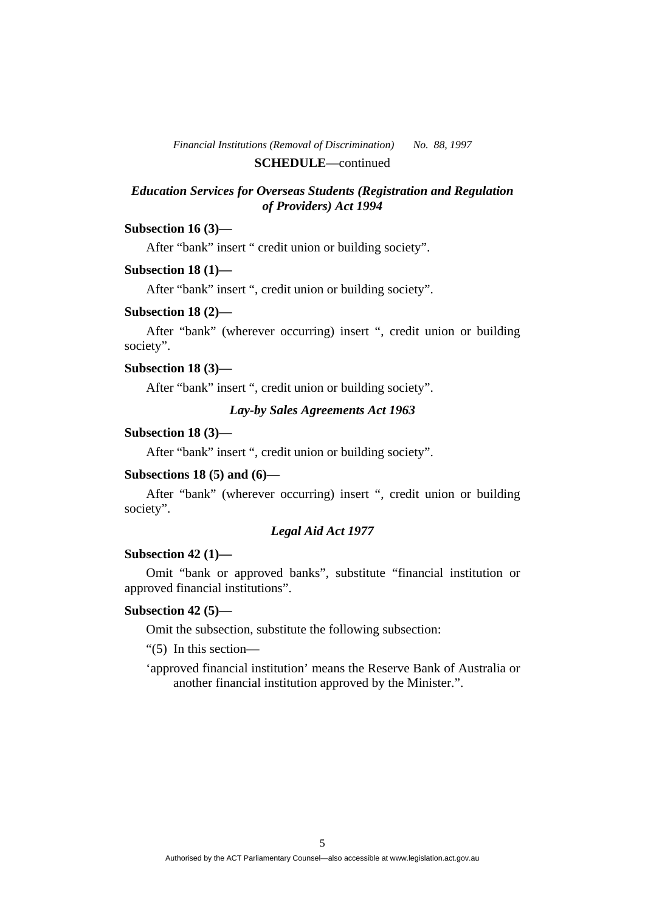**SCHEDULE**—continued

### *Education Services for Overseas Students (Registration and Regulation of Providers) Act 1994*

**Subsection 16 (3)—**

After "bank" insert " credit union or building society".

**Subsection 18 (1)—**

After "bank" insert ", credit union or building society".

**Subsection 18 (2)—**

After "bank" (wherever occurring) insert ", credit union or building society".

**Subsection 18 (3)—**

After "bank" insert ", credit union or building society".

### *Lay-by Sales Agreements Act 1963*

**Subsection 18 (3)—**

After "bank" insert ", credit union or building society".

**Subsections 18 (5) and (6)—**

After "bank" (wherever occurring) insert ", credit union or building society".

### *Legal Aid Act 1977*

**Subsection 42 (1)—**

Omit "bank or approved banks", substitute "financial institution or approved financial institutions".

**Subsection 42 (5)—**

Omit the subsection, substitute the following subsection:

"(5) In this section—

'approved financial institution' means the Reserve Bank of Australia or another financial institution approved by the Minister.".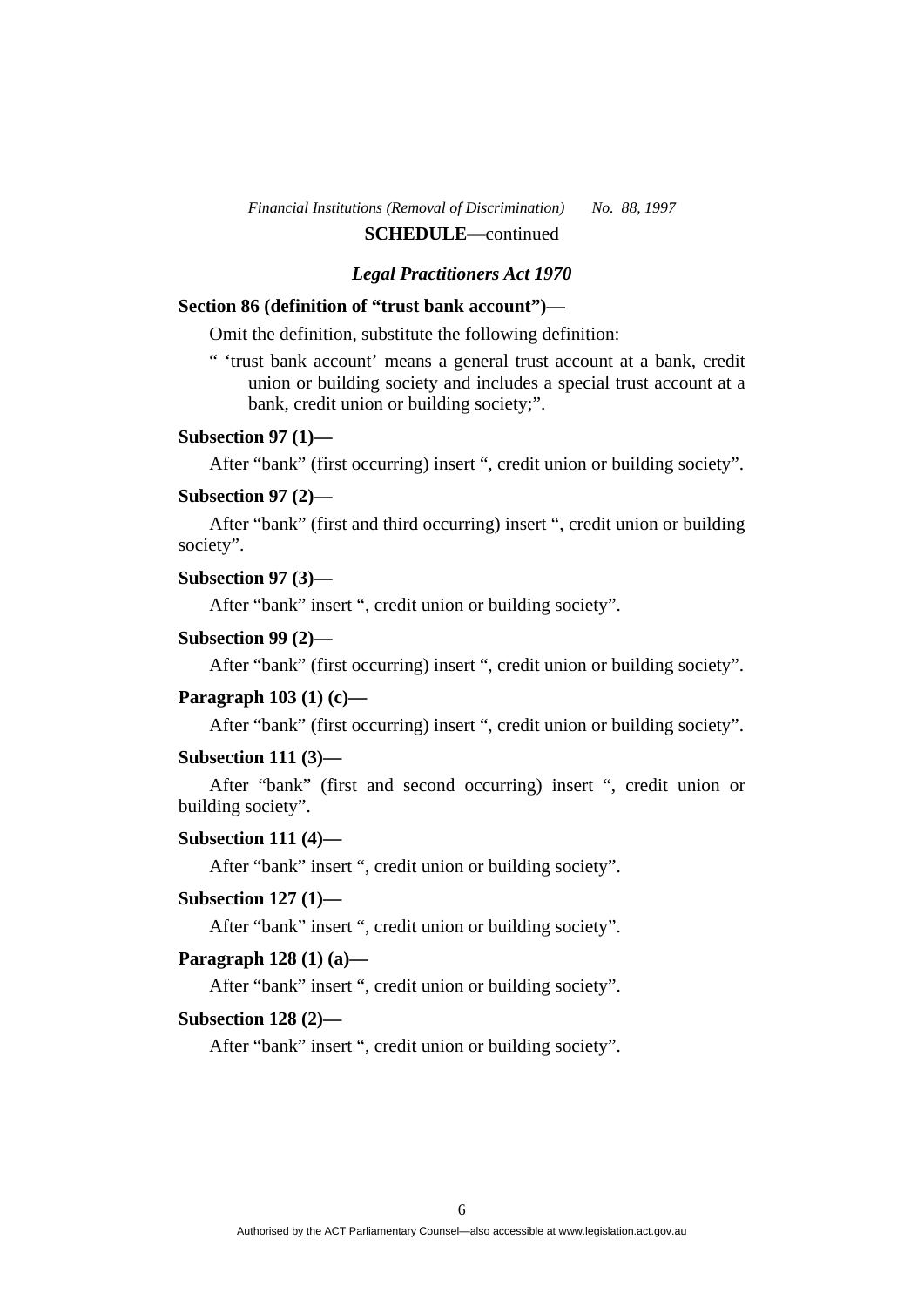**SCHEDULE**—continued

### *Legal Practitioners Act 1970*

**Section 86 (definition of "trust bank account")—**

Omit the definition, substitute the following definition:

" 'trust bank account' means a general trust account at a bank, credit union or building society and includes a special trust account at a bank, credit union or building society;".

**Subsection 97 (1)—**

After "bank" (first occurring) insert ", credit union or building society".

**Subsection 97 (2)—**

After "bank" (first and third occurring) insert ", credit union or building society".

**Subsection 97 (3)—**

After "bank" insert ", credit union or building society".

**Subsection 99 (2)—**

After "bank" (first occurring) insert ", credit union or building society".

**Paragraph 103 (1) (c)—**

After "bank" (first occurring) insert ", credit union or building society".

**Subsection 111 (3)—**

After "bank" (first and second occurring) insert ", credit union or building society".

**Subsection 111 (4)—**

After "bank" insert ", credit union or building society".

**Subsection 127 (1)—**

After "bank" insert ", credit union or building society".

**Paragraph 128 (1) (a)—**

After "bank" insert ", credit union or building society".

**Subsection 128 (2)—**

After "bank" insert ", credit union or building society".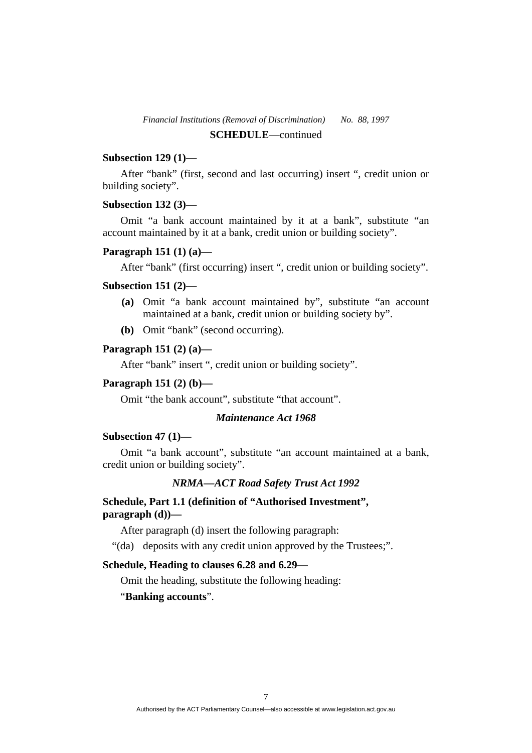**SCHEDULE**—continued

**Subsection 129 (1)—**

After "bank" (first, second and last occurring) insert ", credit union or building society".

**Subsection 132 (3)—**

Omit "a bank account maintained by it at a bank", substitute "an account maintained by it at a bank, credit union or building society".

**Paragraph 151 (1) (a)—**

After "bank" (first occurring) insert ", credit union or building society".

**Subsection 151 (2)—**

**(a)** Omit "a bank account maintained by", substitute "an account maintained at a bank, credit union or building society by".

**(b)** Omit "bank" (second occurring).

**Paragraph 151 (2) (a)—**

After "bank" insert ", credit union or building society".

**Paragraph 151 (2) (b)—**

Omit "the bank account", substitute "that account".

***Maintenance Act 1968***

**Subsection 47 (1)—**

Omit "a bank account", substitute "an account maintained at a bank, credit union or building society".

***NRMA—ACT Road Safety Trust Act 1992***

**Schedule, Part 1.1 (definition of "Authorised Investment", paragraph (d))—**

After paragraph (d) insert the following paragraph:

"(da) deposits with any credit union approved by the Trustees;".

**Schedule, Heading to clauses 6.28 and 6.29—**

Omit the heading, substitute the following heading:

"**Banking accounts**".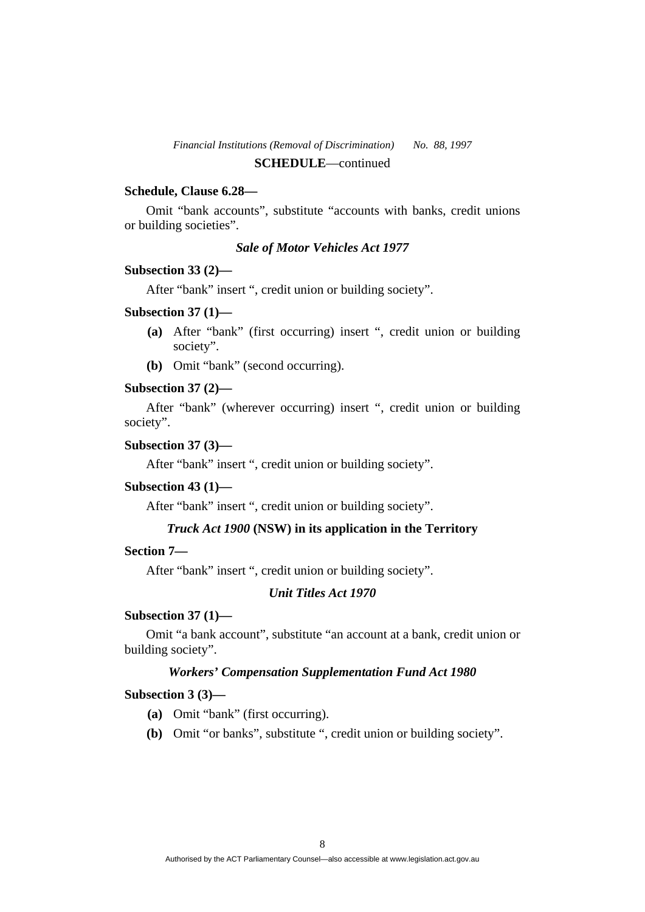**SCHEDULE**—continued

**Schedule, Clause 6.28—**

Omit "bank accounts", substitute "accounts with banks, credit unions or building societies".

### *Sale of Motor Vehicles Act 1977*

**Subsection 33 (2)—**

After "bank" insert ", credit union or building society".

**Subsection 37 (1)—**

- **(a)** After "bank" (first occurring) insert ", credit union or building society".
- **(b)** Omit "bank" (second occurring).

**Subsection 37 (2)—**

After "bank" (wherever occurring) insert ", credit union or building society".

**Subsection 37 (3)—**

After "bank" insert ", credit union or building society".

**Subsection 43 (1)—**

After "bank" insert ", credit union or building society".

### *Truck Act 1900* **(NSW) in its application in the Territory**

**Section 7—**

After "bank" insert ", credit union or building society".

### *Unit Titles Act 1970*

**Subsection 37 (1)—**

Omit "a bank account", substitute "an account at a bank, credit union or building society".

### *Workers' Compensation Supplementation Fund Act 1980*

**Subsection 3 (3)—**

- **(a)** Omit "bank" (first occurring).
- **(b)** Omit "or banks", substitute ", credit union or building society".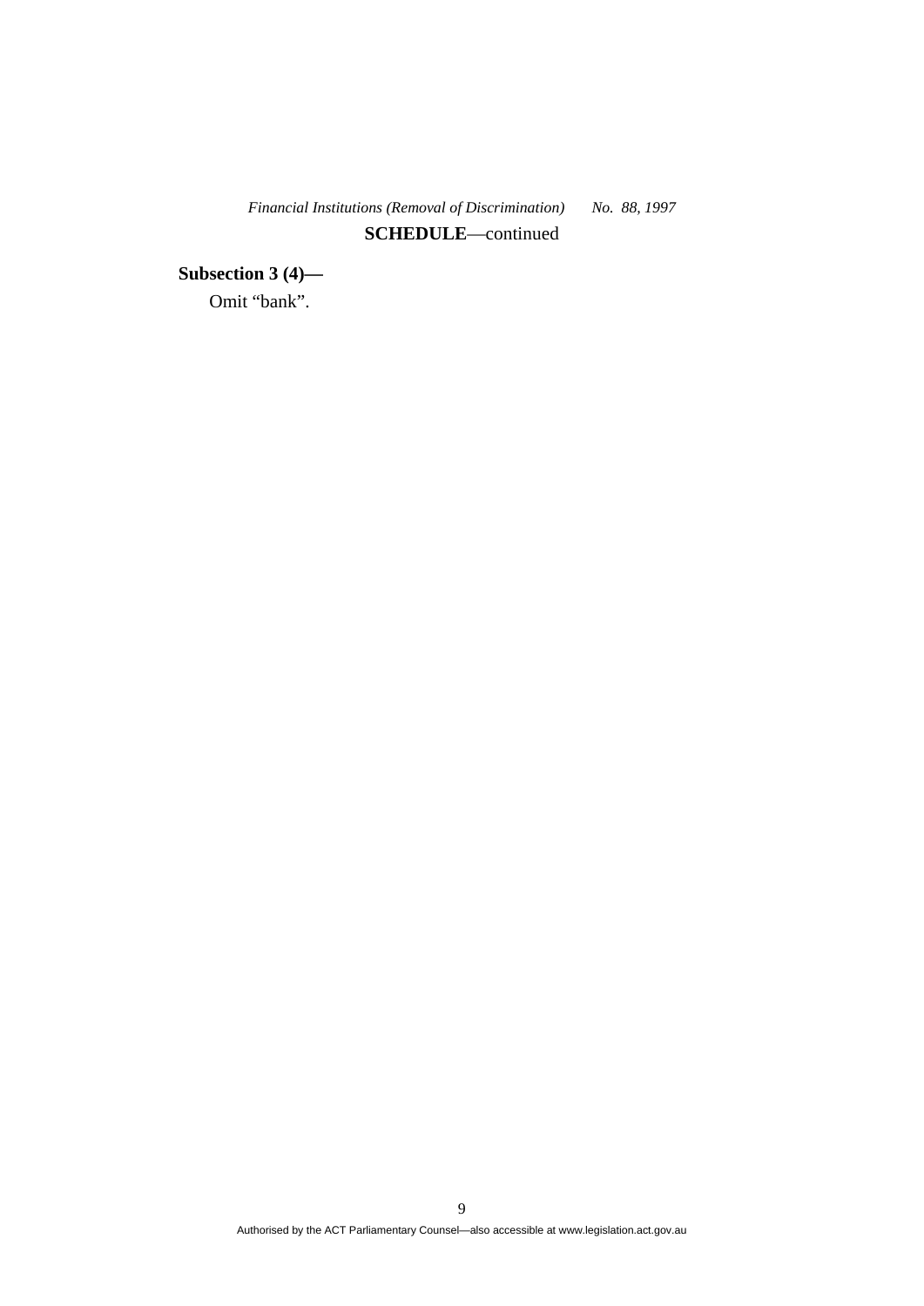**SCHEDULE**—continued

**Subsection 3 (4)—**

Omit “bank”.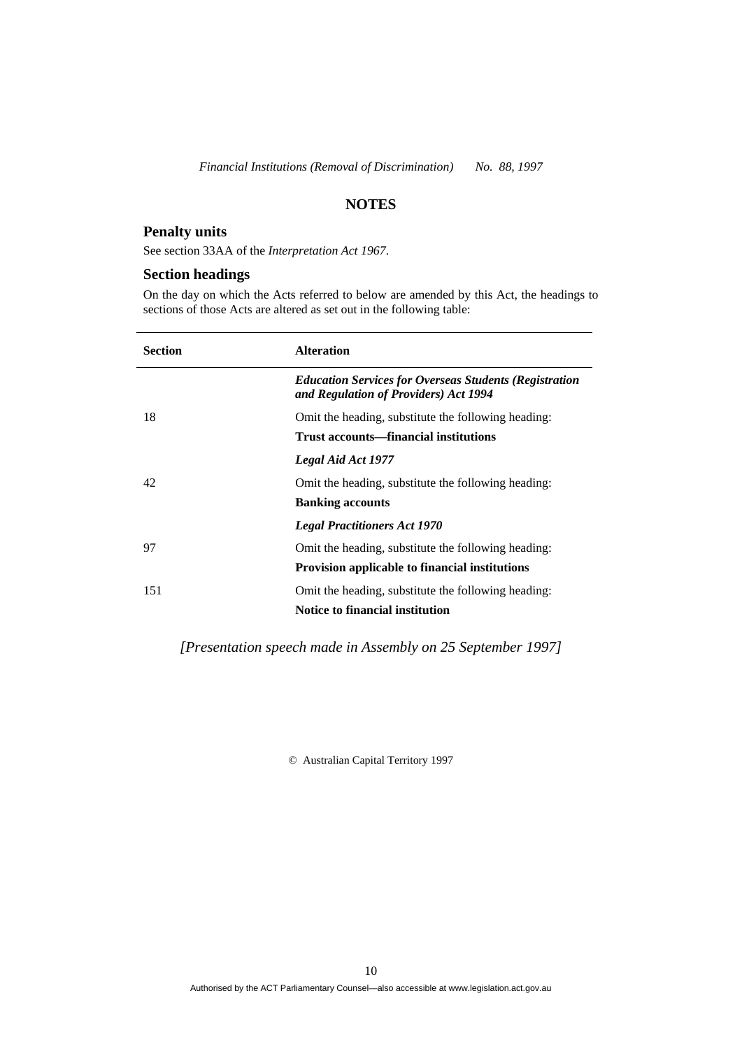## NOTES

### Penalty units

See section 33AA of the *Interpretation Act 1967*.

### Section headings

On the day on which the Acts referred to below are amended by this Act, the headings to sections of those Acts are altered as set out in the following table:

| Section | Alteration |
|---|---|
| | ***Education Services for Overseas Students (Registration and Regulation of Providers) Act 1994*** |
| 18 | Omit the heading, substitute the following heading: **Trust accounts—financial institutions** |
| | ***Legal Aid Act 1977*** |
| 42 | Omit the heading, substitute the following heading: **Banking accounts** |
| | ***Legal Practitioners Act 1970*** |
| 97 | Omit the heading, substitute the following heading: **Provision applicable to financial institutions** |
| 151 | Omit the heading, substitute the following heading: **Notice to financial institution** |

*[Presentation speech made in Assembly on 25 September 1997]*

© Australian Capital Territory 1997